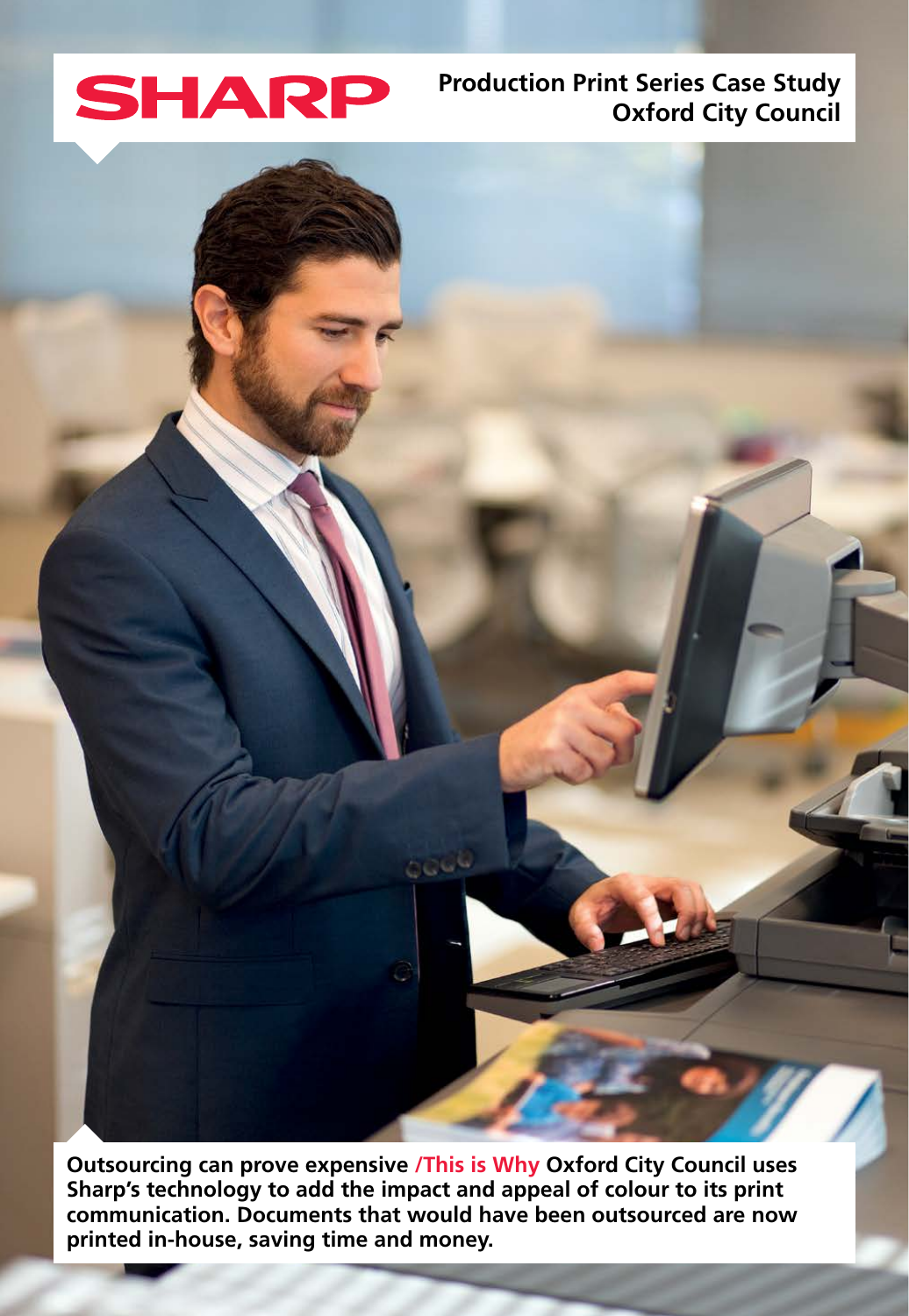SHARP

# Production Print Series Case Study
## Oxford City Council

**Outsourcing can prove expensive /This is Why Oxford City Council uses Sharp's technology to add the impact and appeal of colour to its print communication. Documents that would have been outsourced are now printed in-house, saving time and money.**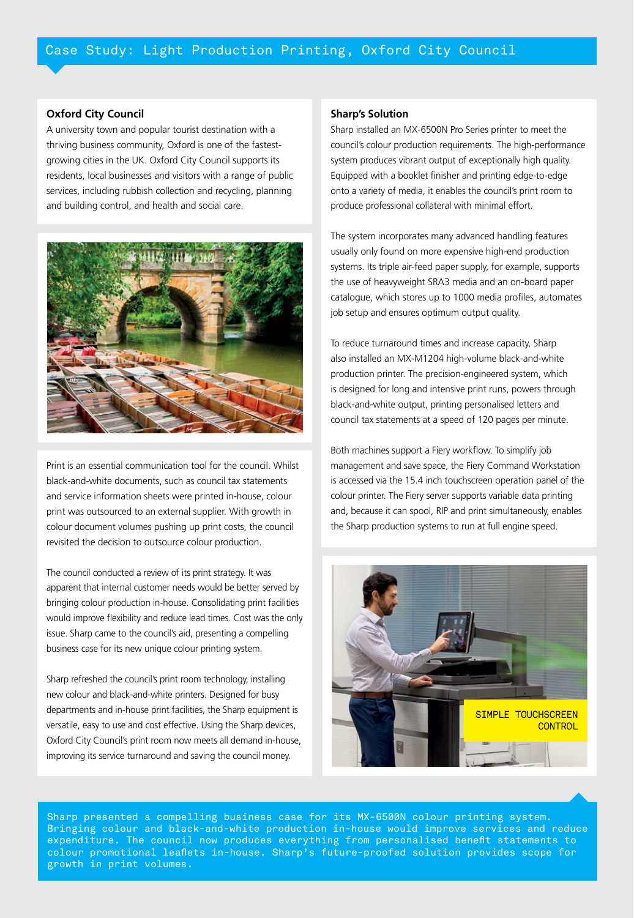# Case Study: Light Production Printing, Oxford City Council

## Oxford City Council

A university town and popular tourist destination with a thriving business community, Oxford is one of the fastest-growing cities in the UK. Oxford City Council supports its residents, local businesses and visitors with a range of public services, including rubbish collection and recycling, planning and building control, and health and social care.

Print is an essential communication tool for the council. Whilst black-and-white documents, such as council tax statements and service information sheets were printed in-house, colour print was outsourced to an external supplier. With growth in colour document volumes pushing up print costs, the council revisited the decision to outsource colour production.

The council conducted a review of its print strategy. It was apparent that internal customer needs would be better served by bringing colour production in-house. Consolidating print facilities would improve flexibility and reduce lead times. Cost was the only issue. Sharp came to the council's aid, presenting a compelling business case for its new unique colour printing system.

Sharp refreshed the council's print room technology, installing new colour and black-and-white printers. Designed for busy departments and in-house print facilities, the Sharp equipment is versatile, easy to use and cost effective. Using the Sharp devices, Oxford City Council's print room now meets all demand in-house, improving its service turnaround and saving the council money.

## Sharp's Solution

Sharp installed an MX-6500N Pro Series printer to meet the council's colour production requirements. The high-performance system produces vibrant output of exceptionally high quality. Equipped with a booklet finisher and printing edge-to-edge onto a variety of media, it enables the council's print room to produce professional collateral with minimal effort.

The system incorporates many advanced handling features usually only found on more expensive high-end production systems. Its triple air-feed paper supply, for example, supports the use of heavyweight SRA3 media and an on-board paper catalogue, which stores up to 1000 media profiles, automates job setup and ensures optimum output quality.

To reduce turnaround times and increase capacity, Sharp also installed an MX-M1204 high-volume black-and-white production printer. The precision-engineered system, which is designed for long and intensive print runs, powers through black-and-white output, printing personalised letters and council tax statements at a speed of 120 pages per minute.

Both machines support a Fiery workflow. To simplify job management and save space, the Fiery Command Workstation is accessed via the 15.4 inch touchscreen operation panel of the colour printer. The Fiery server supports variable data printing and, because it can spool, RIP and print simultaneously, enables the Sharp production systems to run at full engine speed.

SIMPLE TOUCHSCREEN CONTROL

Sharp presented a compelling business case for its MX-6500N colour printing system. Bringing colour and black-and-white production in-house would improve services and reduce expenditure. The council now produces everything from personalised benefit statements to colour promotional leaflets in-house. Sharp's future-proofed solution provides scope for growth in print volumes.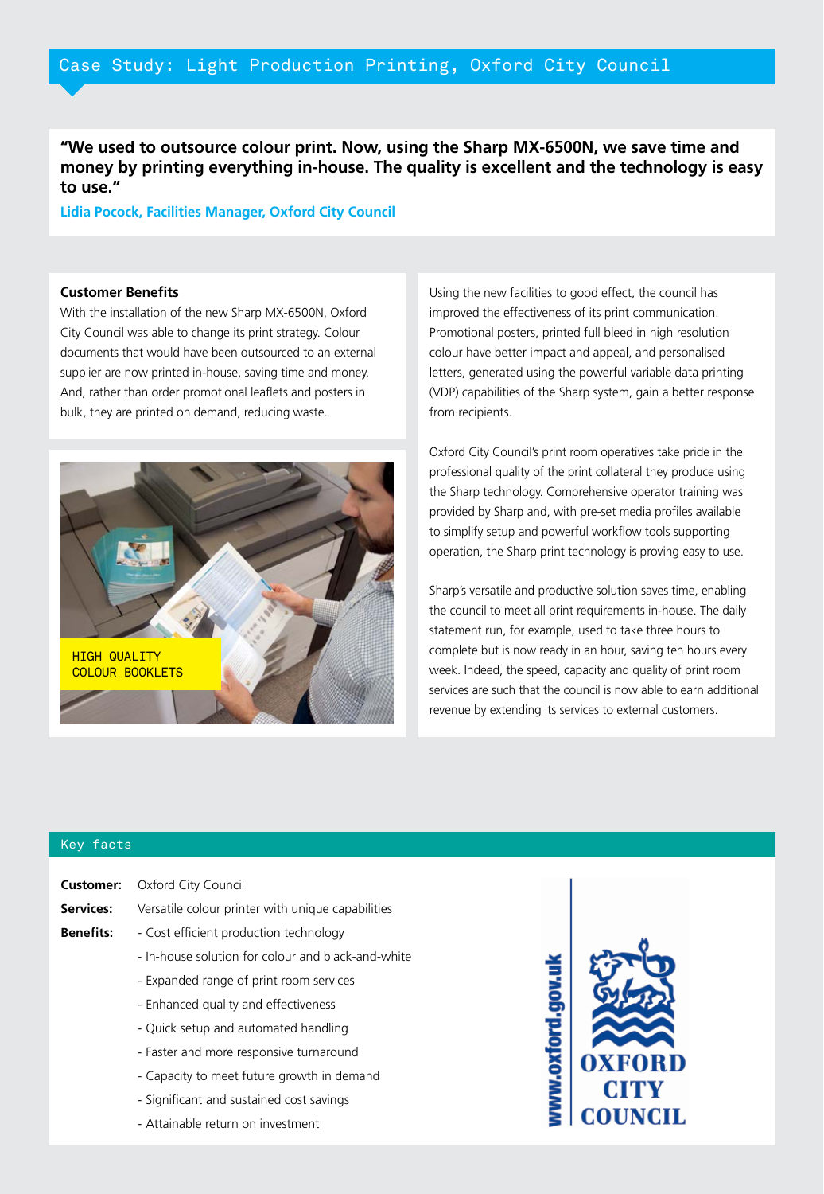## Case Study: Light Production Printing, Oxford City Council

**"We used to outsource colour print. Now, using the Sharp MX-6500N, we save time and money by printing everything in-house. The quality is excellent and the technology is easy to use."**

**Lidia Pocock, Facilities Manager, Oxford City Council**

### Customer Benefits

With the installation of the new Sharp MX-6500N, Oxford City Council was able to change its print strategy. Colour documents that would have been outsourced to an external supplier are now printed in-house, saving time and money. And, rather than order promotional leaflets and posters in bulk, they are printed on demand, reducing waste.

HIGH QUALITY COLOUR BOOKLETS

Using the new facilities to good effect, the council has improved the effectiveness of its print communication. Promotional posters, printed full bleed in high resolution colour have better impact and appeal, and personalised letters, generated using the powerful variable data printing (VDP) capabilities of the Sharp system, gain a better response from recipients.

Oxford City Council's print room operatives take pride in the professional quality of the print collateral they produce using the Sharp technology. Comprehensive operator training was provided by Sharp and, with pre-set media profiles available to simplify setup and powerful workflow tools supporting operation, the Sharp print technology is proving easy to use.

Sharp's versatile and productive solution saves time, enabling the council to meet all print requirements in-house. The daily statement run, for example, used to take three hours to complete but is now ready in an hour, saving ten hours every week. Indeed, the speed, capacity and quality of print room services are such that the council is now able to earn additional revenue by extending its services to external customers.

### Key facts

**Customer:** Oxford City Council

**Services:** Versatile colour printer with unique capabilities

**Benefits:**
- Cost efficient production technology
- In-house solution for colour and black-and-white
- Expanded range of print room services
- Enhanced quality and effectiveness
- Quick setup and automated handling
- Faster and more responsive turnaround
- Capacity to meet future growth in demand
- Significant and sustained cost savings
- Attainable return on investment

www.oxford.gov.uk

OXFORD CITY COUNCIL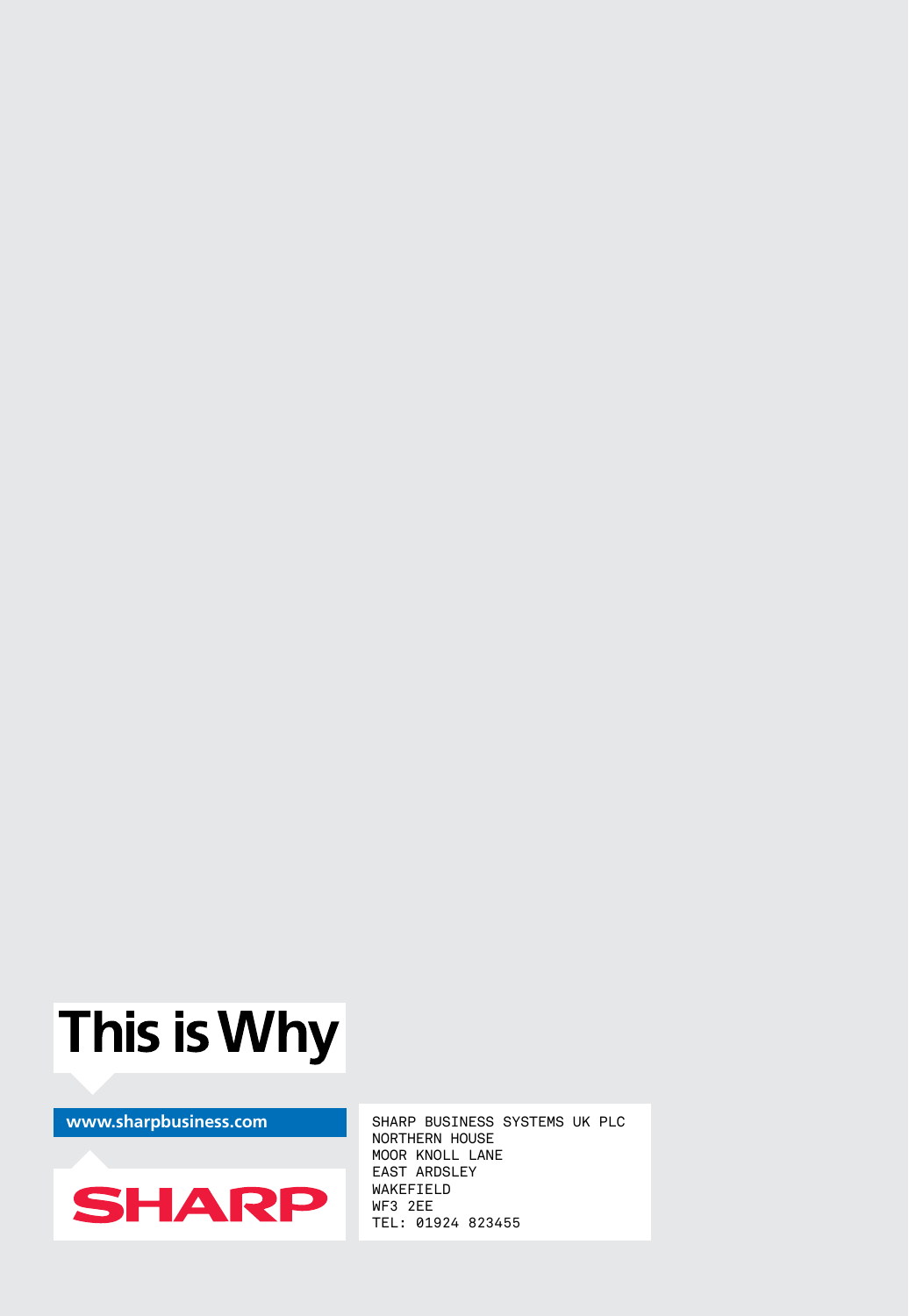# This is Why

www.sharpbusiness.com

SHARP

SHARP BUSINESS SYSTEMS UK PLC
NORTHERN HOUSE
MOOR KNOLL LANE
EAST ARDSLEY
WAKEFIELD
WF3 2EE
TEL: 01924 823455